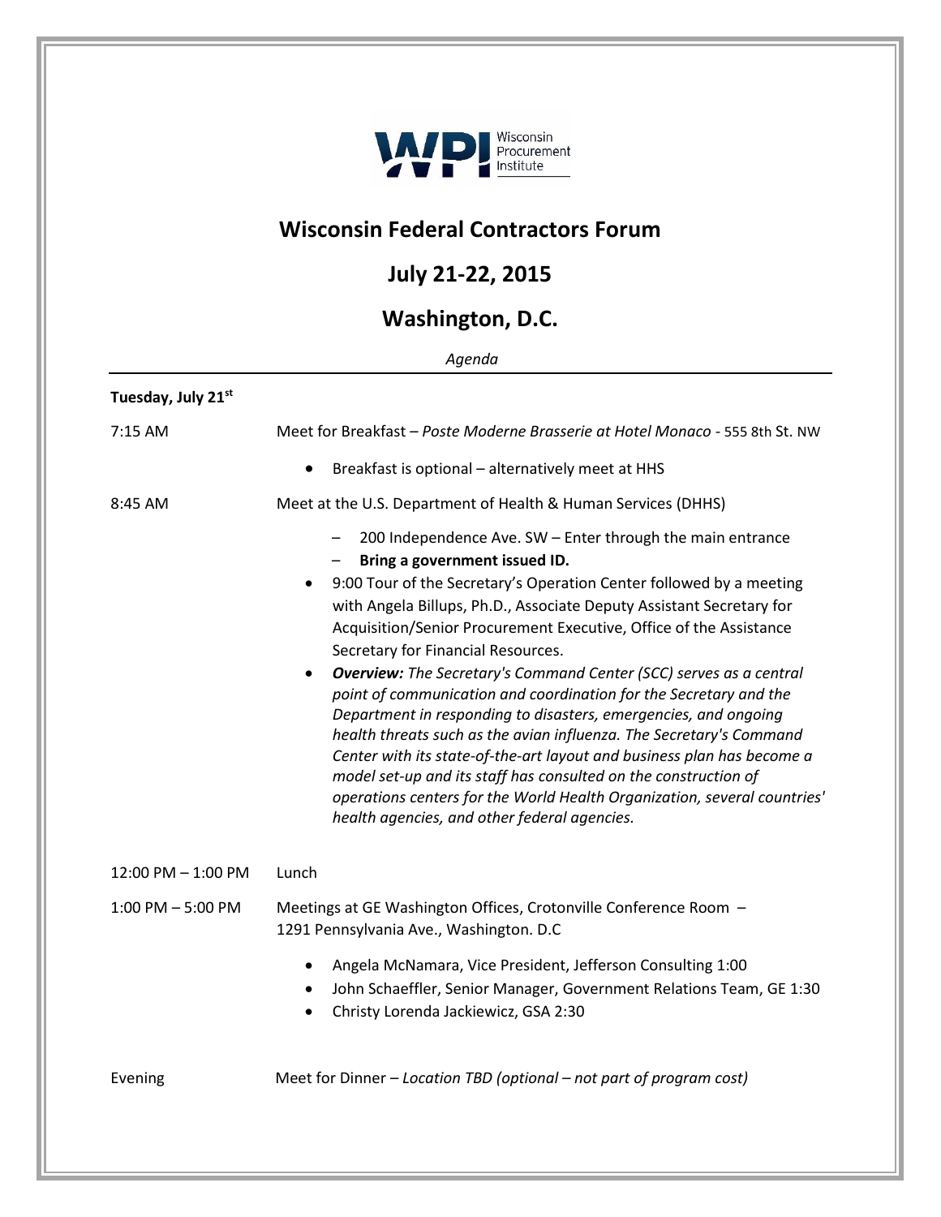Wisconsin Procurement Institute

# Wisconsin Federal Contractors Forum

## July 21-22, 2015

## Washington, D.C.

*Agenda*

**Tuesday, July 21st**

7:15 AM — Meet for Breakfast – *Poste Moderne Brasserie at Hotel Monaco* - 555 8th St. NW

- Breakfast is optional – alternatively meet at HHS

8:45 AM — Meet at the U.S. Department of Health & Human Services (DHHS)

- 200 Independence Ave. SW – Enter through the main entrance
- **Bring a government issued ID.**

- 9:00 Tour of the Secretary's Operation Center followed by a meeting with Angela Billups, Ph.D., Associate Deputy Assistant Secretary for Acquisition/Senior Procurement Executive, Office of the Assistance Secretary for Financial Resources.
- ***Overview:*** *The Secretary's Command Center (SCC) serves as a central point of communication and coordination for the Secretary and the Department in responding to disasters, emergencies, and ongoing health threats such as the avian influenza. The Secretary's Command Center with its state-of-the-art layout and business plan has become a model set-up and its staff has consulted on the construction of operations centers for the World Health Organization, several countries' health agencies, and other federal agencies.*

12:00 PM – 1:00 PM — Lunch

1:00 PM – 5:00 PM — Meetings at GE Washington Offices, Crotonville Conference Room – 1291 Pennsylvania Ave., Washington. D.C

- Angela McNamara, Vice President, Jefferson Consulting 1:00
- John Schaeffler, Senior Manager, Government Relations Team, GE 1:30
- Christy Lorenda Jackiewicz, GSA 2:30

Evening — Meet for Dinner – *Location TBD (optional – not part of program cost)*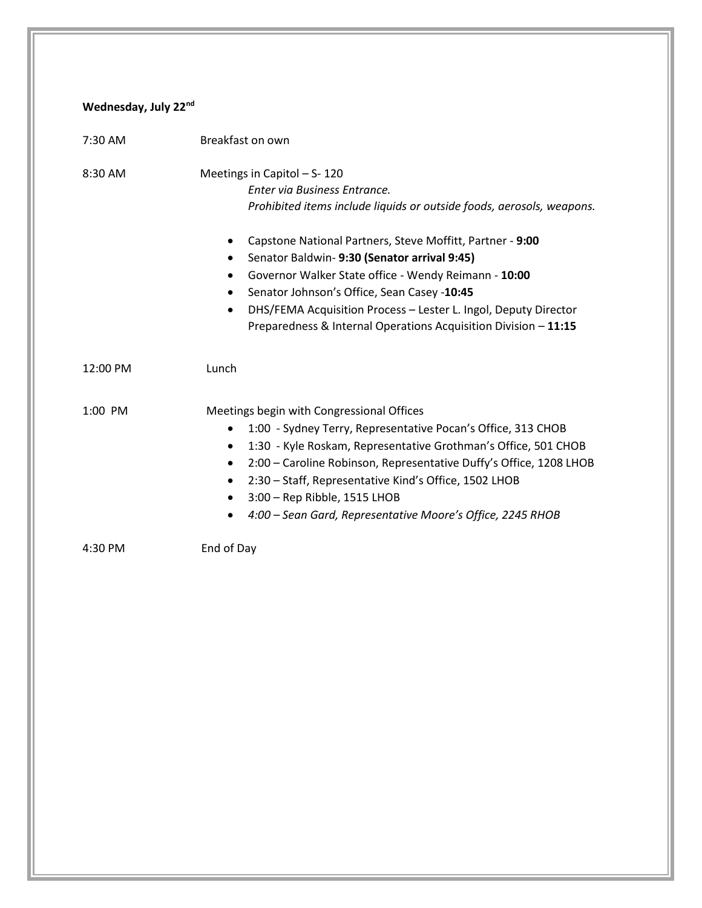**Wednesday, July 22nd**

| | |
|---|---|
| 7:30 AM | Breakfast on own |
| 8:30 AM | Meetings in Capitol – S- 120<br>*Enter via Business Entrance.*<br>*Prohibited items include liquids or outside foods, aerosols, weapons.*<br>• Capstone National Partners, Steve Moffitt, Partner - **9:00**<br>• Senator Baldwin- **9:30 (Senator arrival 9:45)**<br>• Governor Walker State office - Wendy Reimann - **10:00**<br>• Senator Johnson's Office, Sean Casey -**10:45**<br>• DHS/FEMA Acquisition Process – Lester L. Ingol, Deputy Director Preparedness & Internal Operations Acquisition Division – **11:15** |
| 12:00 PM | Lunch |
| 1:00 PM | Meetings begin with Congressional Offices<br>• 1:00 - Sydney Terry, Representative Pocan's Office, 313 CHOB<br>• 1:30 - Kyle Roskam, Representative Grothman's Office, 501 CHOB<br>• 2:00 – Caroline Robinson, Representative Duffy's Office, 1208 LHOB<br>• 2:30 – Staff, Representative Kind's Office, 1502 LHOB<br>• 3:00 – Rep Ribble, 1515 LHOB<br>• *4:00 – Sean Gard, Representative Moore's Office, 2245 RHOB* |
| 4:30 PM | End of Day |